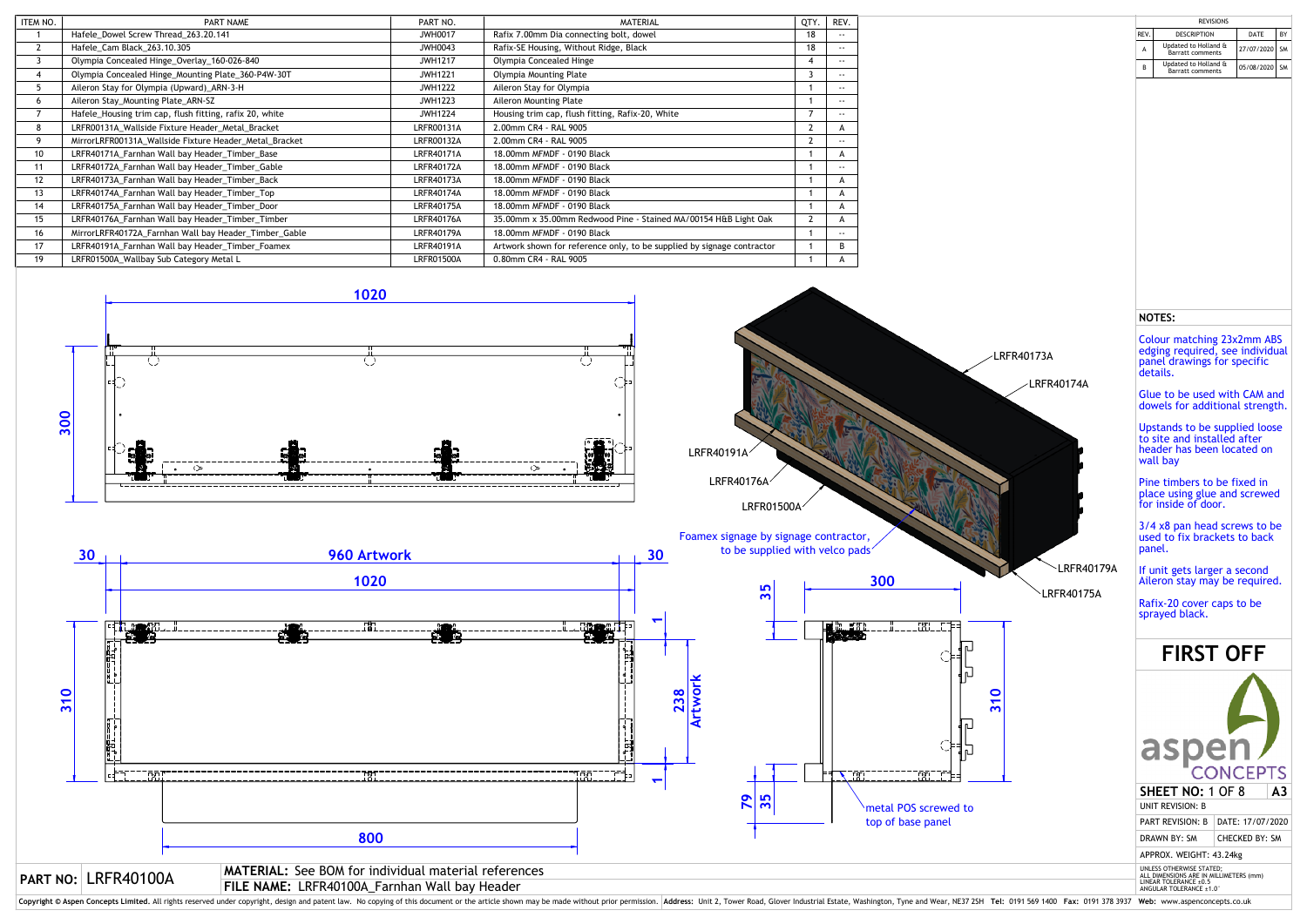| ITEM NO. | PART NAME | PART NO. | MATERIAL | QTY. | REV. |
|---|---|---|---|---|---|
| 1 | Hafele_Dowel Screw Thread_263.20.141 | JWH0017 | Rafix 7.00mm Dia connecting bolt, dowel | 18 | -- |
| 2 | Hafele_Cam Black_263.10.305 | JWH0043 | Rafix-SE Housing, Without Ridge, Black | 18 | -- |
| 3 | Olympia Concealed Hinge_Overlay_160-026-840 | JWH1217 | Olympia Concealed Hinge | 4 | -- |
| 4 | Olympia Concealed Hinge_Mounting Plate_360-P4W-30T | JWH1221 | Olympia Mounting Plate | 3 | -- |
| 5 | Aileron Stay for Olympia (Upward)_ARN-3-H | JWH1222 | Aileron Stay for Olympia | 1 | -- |
| 6 | Aileron Stay_Mounting Plate_ARN-SZ | JWH1223 | Aileron Mounting Plate | 1 | -- |
| 7 | Hafele_Housing trim cap, flush fitting, rafix 20, white | JWH1224 | Housing trim cap, flush fitting, Rafix-20, White | 7 | -- |
| 8 | LRFR00131A_Wallside Fixture Header_Metal_Bracket | LRFR00131A | 2.00mm CR4 - RAL 9005 | 2 | A |
| 9 | MirrorLRFR00131A_Wallside Fixture Header_Metal_Bracket | LRFR00132A | 2.00mm CR4 - RAL 9005 | 2 | -- |
| 10 | LRFR40171A_Farnhan Wall bay Header_Timber_Base | LRFR40171A | 18.00mm MFMDF - 0190 Black | 1 | A |
| 11 | LRFR40172A_Farnhan Wall bay Header_Timber_Gable | LRFR40172A | 18.00mm MFMDF - 0190 Black | 1 | -- |
| 12 | LRFR40173A_Farnhan Wall bay Header_Timber_Back | LRFR40173A | 18.00mm MFMDF - 0190 Black | 1 | A |
| 13 | LRFR40174A_Farnhan Wall bay Header_Timber_Top | LRFR40174A | 18.00mm MFMDF - 0190 Black | 1 | A |
| 14 | LRFR40175A_Farnhan Wall bay Header_Timber_Door | LRFR40175A | 18.00mm MFMDF - 0190 Black | 1 | A |
| 15 | LRFR40176A_Farnhan Wall bay Header_Timber_Timber | LRFR40176A | 35.00mm x 35.00mm Redwood Pine - Stained MA/00154 H&B Light Oak | 2 | A |
| 16 | MirrorLRFR40172A_Farnhan Wall bay Header_Timber_Gable | LRFR40179A | 18.00mm MFMDF - 0190 Black | 1 | -- |
| 17 | LRFR40191A_Farnhan Wall bay Header_Timber_Foamex | LRFR40191A | Artwork shown for reference only, to be supplied by signage contractor | 1 | B |
| 19 | LRFR01500A_Wallbay Sub Category Metal L | LRFR01500A | 0.80mm CR4 - RAL 9005 | 1 | A |

**REVISIONS**

| REV. | DESCRIPTION | DATE | BY |
|---|---|---|---|
| A | Updated to Holland & Barratt comments | 27/07/2020 | SM |
| B | Updated to Holland & Barratt comments | 05/08/2020 | SM |

1020

300

30 | 960 Artwork | 30

1020

310

1

238 Artwork

1

800

LRFR40173A

LRFR40174A

LRFR40191A

LRFR40176A

LRFR01500A

Foamex signage by signage contractor, to be supplied with velco pads

LRFR40179A

LRFR40175A

35

300

310

79

35

metal POS screwed to top of base panel

**NOTES:**

Colour matching 23x2mm ABS edging required, see individual panel drawings for specific details.

Glue to be used with CAM and dowels for additional strength.

Upstands to be supplied loose to site and installed after header has been located on wall bay

Pine timbers to be fixed in place using glue and screwed for inside of door.

3/4 x8 pan head screws to be used to fix brackets to back panel.

If unit gets larger a second Aileron stay may be required.

Rafix-20 cover caps to be sprayed black.

# FIRST OFF

aspen CONCEPTS

**SHEET NO:** 1 OF 8 | **A3**

UNIT REVISION: B

PART REVISION: B | DATE: 17/07/2020

DRAWN BY: SM | CHECKED BY: SM

APPROX. WEIGHT: 43.24kg

UNLESS OTHERWISE STATED; ALL DIMENSIONS ARE IN MILLIMETERS (mm) LINEAR TOLERANCE ±0.5 ANGULAR TOLERANCE ±1.0°

**PART NO:** LRFR40100A

**MATERIAL:** See BOM for individual material references

**FILE NAME:** LRFR40100A_Farnhan Wall bay Header

Copyright © Aspen Concepts Limited. All rights reserved under copyright, design and patent law. No copying of this document or the article shown may be made without prior permission. Address: Unit 2, Tower Road, Glover Industrial Estate, Washington, Tyne and Wear, NE37 2SH Tel: 0191 569 1400 Fax: 0191 378 3937 Web: www.aspenconcepts.co.uk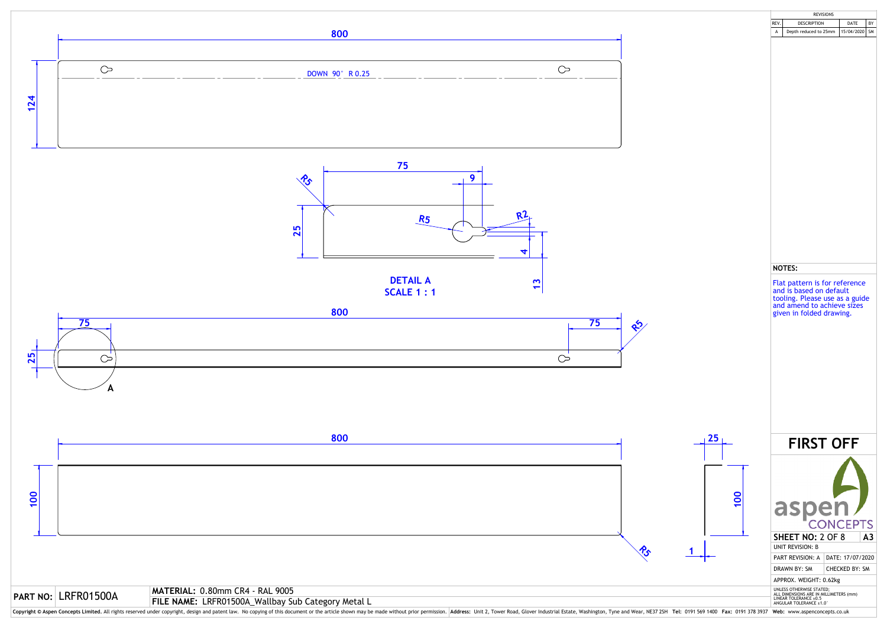## REVISIONS

| REV. | DESCRIPTION | DATE | BY |
|---|---|---|---|
| A | Depth reduced to 25mm | 15/04/2020 | SM |

800

124

DOWN 90° R 0.25

75

9

R5

25

R5

R2

4

13

**DETAIL A**
**SCALE 1 : 1**

800

75

75

R5

25

A

800

25

100

100

R5

1

**NOTES:**

Flat pattern is for reference and is based on default tooling. Please use as a guide and amend to achieve sizes given in folded drawing.

# FIRST OFF

aspen CONCEPTS

| | |
|---|---|
| **SHEET NO:** 2 OF 8 | **A3** |
| UNIT REVISION: B | |
| PART REVISION: A | DATE: 17/07/2020 |
| DRAWN BY: SM | CHECKED BY: SM |
| APPROX. WEIGHT: 0.62kg | |

UNLESS OTHERWISE STATED:
ALL DIMENSIONS ARE IN MILLIMETERS (mm)
LINEAR TOLERANCE ±0.5
ANGULAR TOLERANCE ±1.0°

**PART NO:** LRFR01500A

**MATERIAL:** 0.80mm CR4 - RAL 9005
**FILE NAME:** LRFR01500A_Wallbay Sub Category Metal L

**Copyright © Aspen Concepts Limited.** All rights reserved under copyright, design and patent law. No copying of this document or the article shown may be made without prior permission. **Address:** Unit 2, Tower Road, Glover Industrial Estate, Washington, Tyne and Wear, NE37 2SH **Tel:** 0191 569 1400 **Fax:** 0191 378 3937 **Web:** www.aspenconcepts.co.uk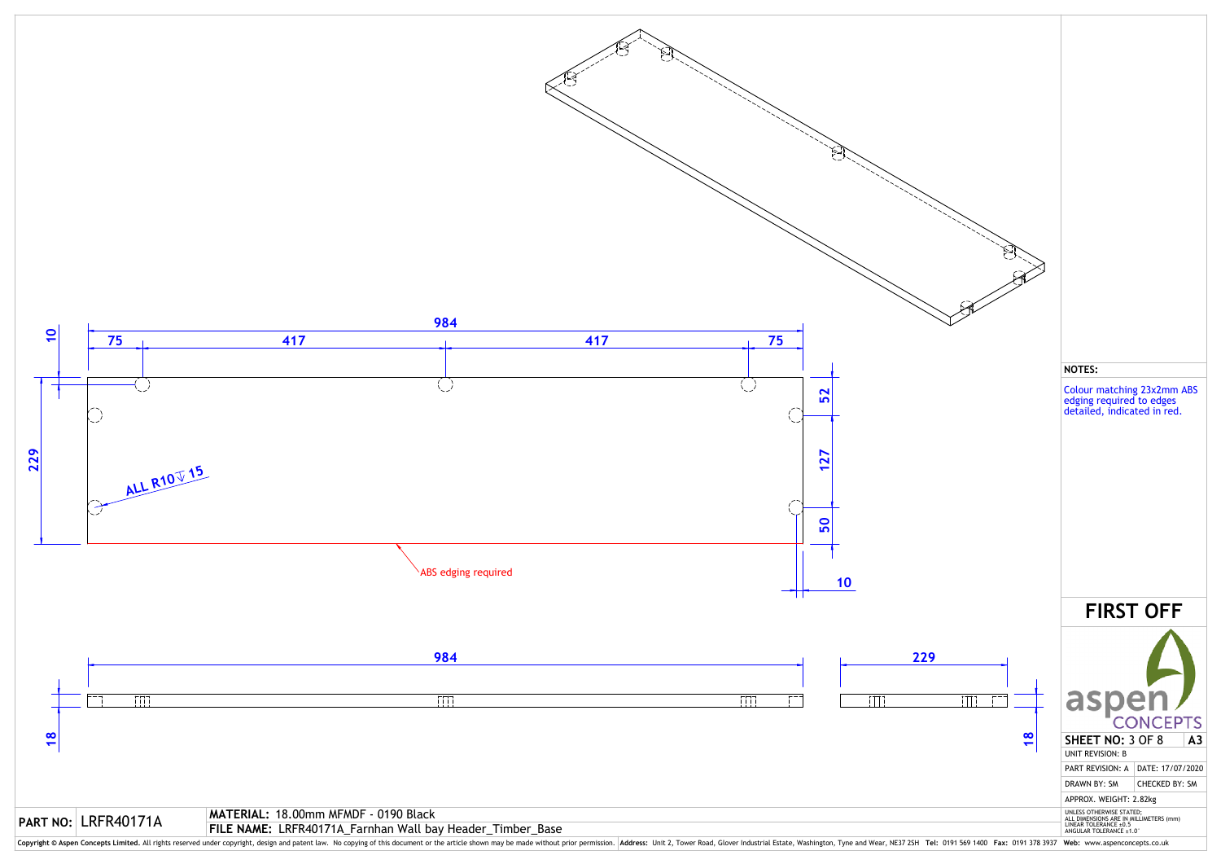**NOTES:**

Colour matching 23x2mm ABS edging required to edges detailed, indicated in red.

Dimensions: 984, 75, 417, 417, 75, 10, 229, 52, 127, 50, 10, 18, 229, 18

ALL R10 ⟂ 15

ABS edging required

# FIRST OFF

aspen CONCEPTS

| | |
|---|---|
| **SHEET NO:** 3 OF 8 | A3 |
| UNIT REVISION: B | |
| PART REVISION: A | DATE: 17/07/2020 |
| DRAWN BY: SM | CHECKED BY: SM |
| APPROX. WEIGHT: 2.82kg | |

UNLESS OTHERWISE STATED:
ALL DIMENSIONS ARE IN MILLIMETERS (mm)
LINEAR TOLERANCE ±0.5
ANGULAR TOLERANCE ±1.0°

| | | |
|---|---|---|
| **PART NO:** | LRFR40171A | **MATERIAL:** 18.00mm MFMDF - 0190 Black |
| | | **FILE NAME:** LRFR40171A_Farnhan Wall bay Header_Timber_Base |

Copyright © Aspen Concepts Limited. All rights reserved under copyright, design and patent law. No copying of this document or the article shown may be made without prior permission. Address: Unit 2, Tower Road, Glover Industrial Estate, Washington, Tyne and Wear, NE37 2SH Tel: 0191 569 1400 Fax: 0191 378 3937 Web: www.aspenconcepts.co.uk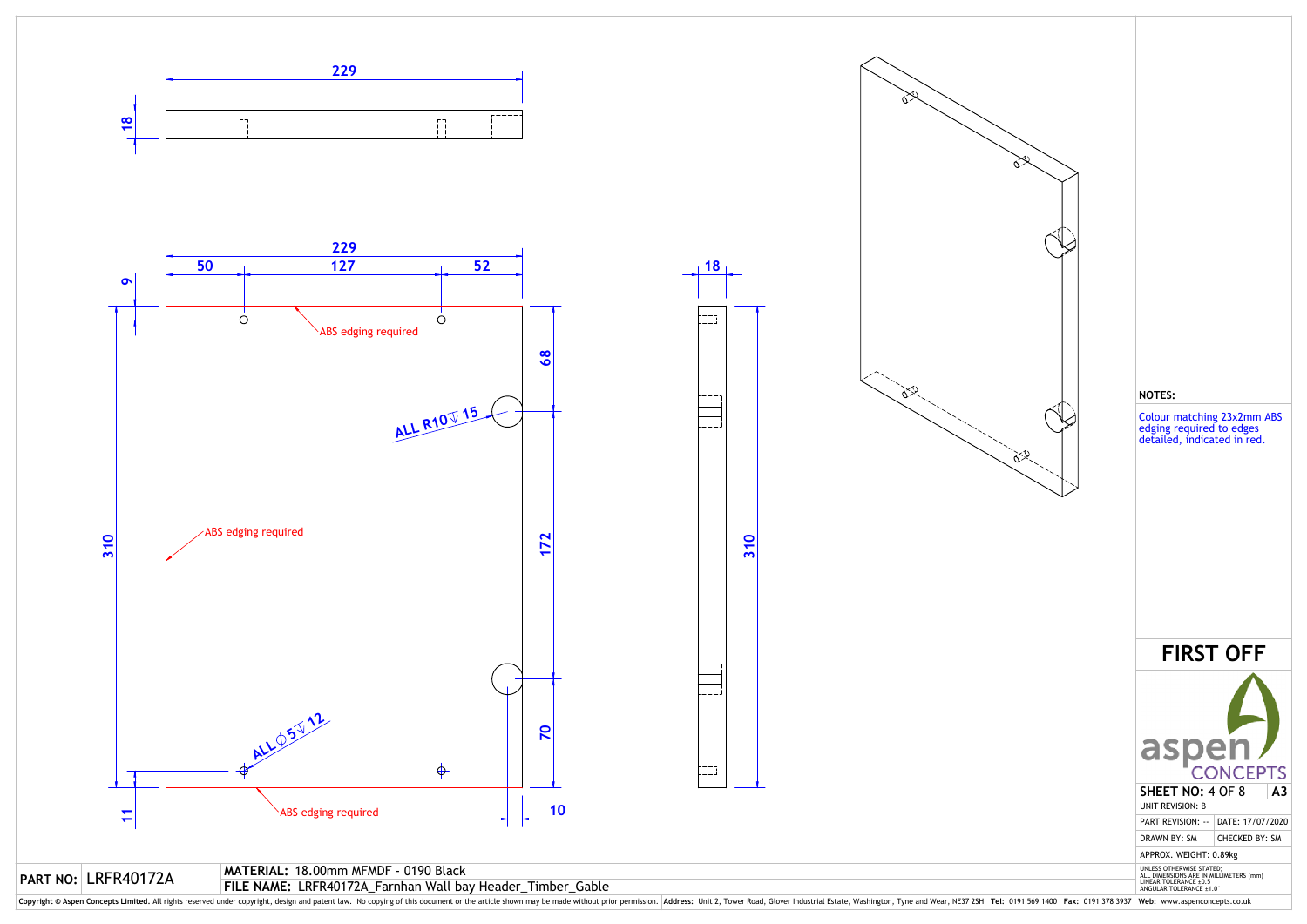229

18

229

50 | 127 | 52

9

ABS edging required

68

ALL R10 ↧ 15

ABS edging required

310

172

ALL ⌀5 ↧ 12

70

ABS edging required

11

10

18

310

**NOTES:**

Colour matching 23x2mm ABS edging required to edges detailed, indicated in red.

# FIRST OFF

aspen CONCEPTS

| | |
|---|---|
| **SHEET NO:** 4 OF 8 | **A3** |
| UNIT REVISION: B | |
| PART REVISION: -- | DATE: 17/07/2020 |
| DRAWN BY: SM | CHECKED BY: SM |
| APPROX. WEIGHT: 0.89kg | |

UNLESS OTHERWISE STATED;
ALL DIMENSIONS ARE IN MILLIMETERS (mm)
LINEAR TOLERANCE ±0.5
ANGULAR TOLERANCE ±1.0°

**PART NO:** LRFR40172A

**MATERIAL:** 18.00mm MFMDF - 0190 Black

**FILE NAME:** LRFR40172A_Farnhan Wall bay Header_Timber_Gable

**Copyright © Aspen Concepts Limited.** All rights reserved under copyright, design and patent law. No copying of this document or the article shown may be made without prior permission. **Address:** Unit 2, Tower Road, Glover Industrial Estate, Washington, Tyne and Wear, NE37 2SH **Tel:** 0191 569 1400 **Fax:** 0191 378 3937 **Web:** www.aspenconcepts.co.uk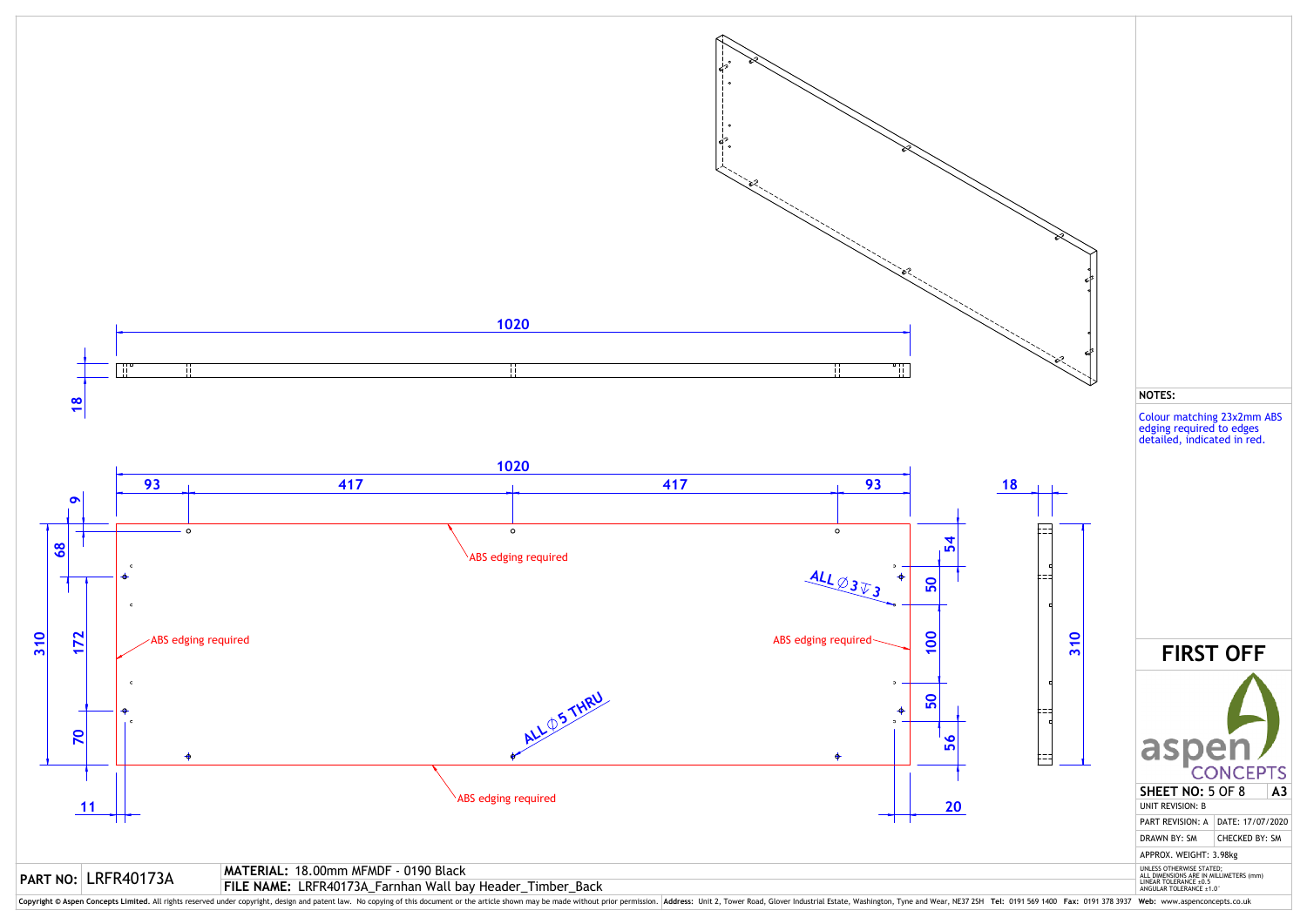1020

18

1020

| 93 | 417 | 417 | 93 |
|---|---|---|---|

9

68

310

172

70

11

ABS edging required

ABS edging required

ABS edging required

ABS edging required

ALL ∅ 3 ↧ 3

ALL ∅ 5 THRU

54

50

100

50

56

20

18

310

**NOTES:**

Colour matching 23x2mm ABS edging required to edges detailed, indicated in red.

# FIRST OFF

aspen CONCEPTS

| | |
|---|---|
| **SHEET NO:** 5 OF 8 | **A3** |
| UNIT REVISION: B | |
| PART REVISION: A | DATE: 17/07/2020 |
| DRAWN BY: SM | CHECKED BY: SM |
| APPROX. WEIGHT: 3.98kg | |

UNLESS OTHERWISE STATED:
ALL DIMENSIONS ARE IN MILLIMETERS (mm)
LINEAR TOLERANCE ±0.5
ANGULAR TOLERANCE ±1.0°

**PART NO:** LRFR40173A

**MATERIAL:** 18.00mm MFMDF - 0190 Black

**FILE NAME:** LRFR40173A_Farnhan Wall bay Header_Timber_Back

**Copyright © Aspen Concepts Limited.** All rights reserved under copyright, design and patent law. No copying of this document or the article shown may be made without prior permission. **Address:** Unit 2, Tower Road, Glover Industrial Estate, Washington, Tyne and Wear, NE37 2SH **Tel:** 0191 569 1400 **Fax:** 0191 378 3937 **Web:** www.aspenconcepts.co.uk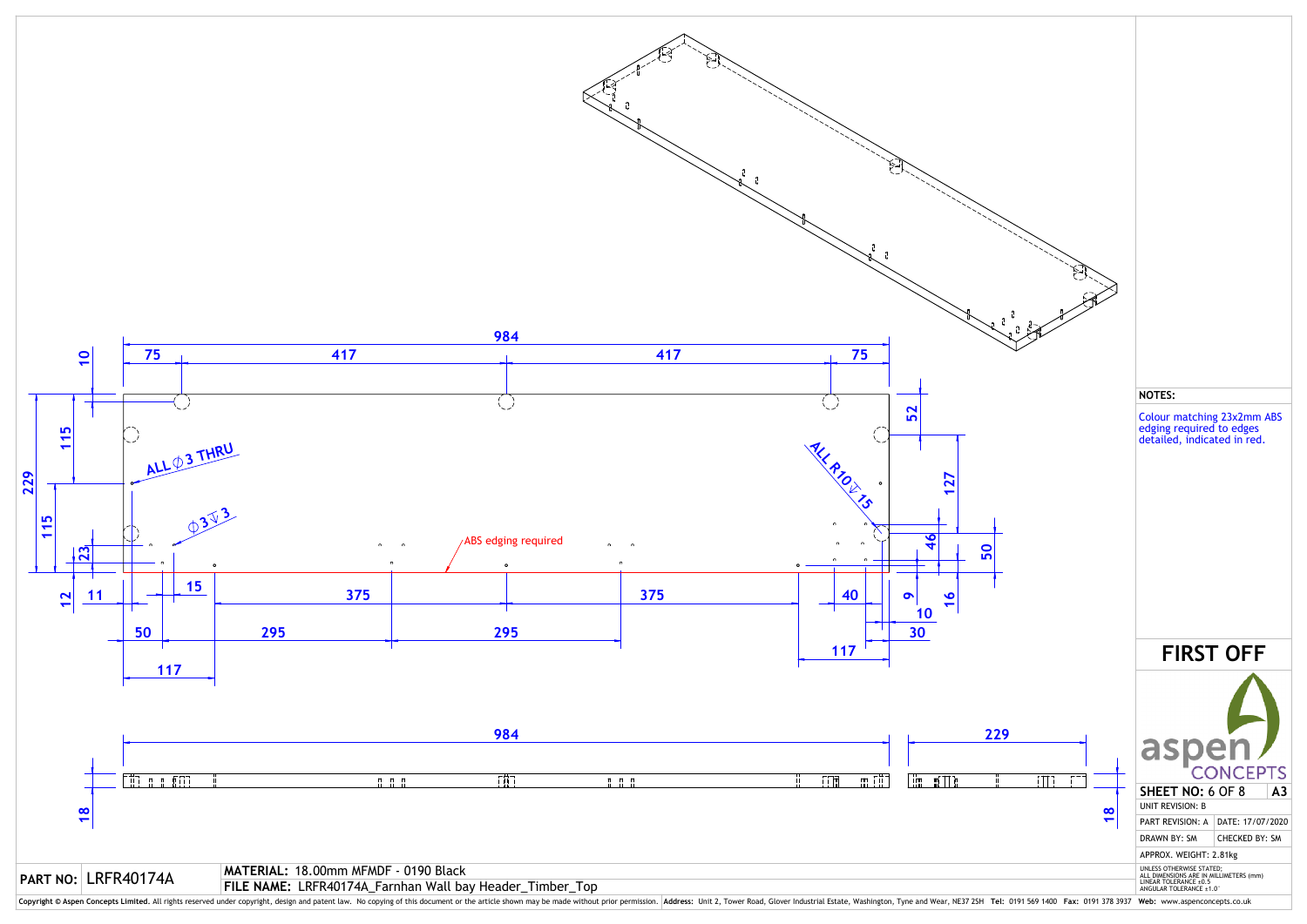984

75 417 417 75

10

115

229

115

23

12 11 15 375 375 40

50 295 295

117 117

ALL ⌀3 THRU

⌀3 ↧ 3

ABS edging required

ALL R10 ↧ 15

52

127

46

50

9

16

10

30

984

229

18

18

**NOTES:**

Colour matching 23x2mm ABS edging required to edges detailed, indicated in red.

# FIRST OFF

aspen CONCEPTS

| | |
|---|---|
| **SHEET NO:** 6 OF 8 | **A3** |
| UNIT REVISION: B | |
| PART REVISION: A | DATE: 17/07/2020 |
| DRAWN BY: SM | CHECKED BY: SM |
| APPROX. WEIGHT: 2.81kg | |

UNLESS OTHERWISE STATED;
ALL DIMENSIONS ARE IN MILLIMETERS (mm)
LINEAR TOLERANCE ±0.5
ANGULAR TOLERANCE ±1.0°

**PART NO:** LRFR40174A

**MATERIAL:** 18.00mm MFMDF - 0190 Black

**FILE NAME:** LRFR40174A_Farnhan Wall bay Header_Timber_Top

**Copyright © Aspen Concepts Limited.** All rights reserved under copyright, design and patent law. No copying of this document or the article shown may be made without prior permission. **Address:** Unit 2, Tower Road, Glover Industrial Estate, Washington, Tyne and Wear, NE37 2SH **Tel:** 0191 569 1400 **Fax:** 0191 378 3937 **Web:** www.aspenconcepts.co.uk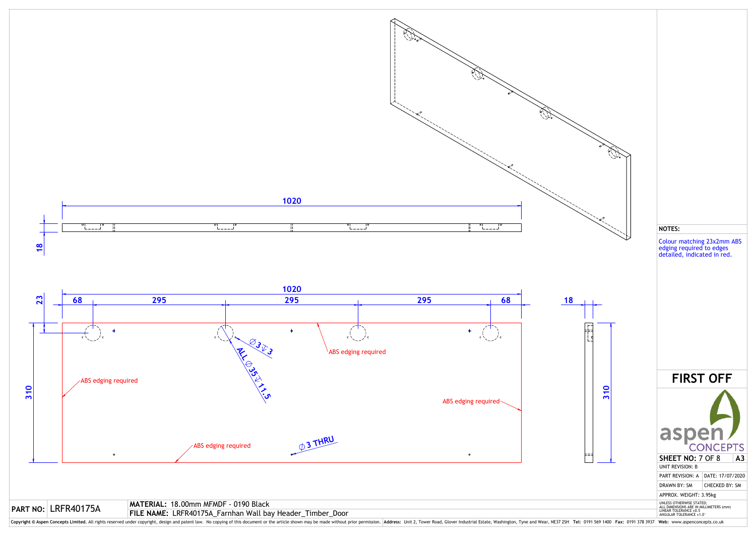**Dimensions (top view):** 1020; 18

**Dimensions (front view):** 1020; 68 | 295 | 295 | 295 | 68; 23; 310

**Dimensions (side view):** 18; 310

$\varnothing 3 \downarrow 3$

ALL $\varnothing 35 \downarrow 11.5$

$\varnothing 3$ THRU

ABS edging required

ABS edging required

ABS edging required

ABS edging required

**NOTES:**

Colour matching 23x2mm ABS edging required to edges detailed, indicated in red.

# FIRST OFF

aspen CONCEPTS

| | |
|---|---|
| **SHEET NO:** 7 OF 8 | **A3** |
| UNIT REVISION: B | |
| PART REVISION: A | DATE: 17/07/2020 |
| DRAWN BY: SM | CHECKED BY: SM |
| APPROX. WEIGHT: 3.95kg | |

UNLESS OTHERWISE STATED:
ALL DIMENSIONS ARE IN MILLIMETERS (mm)
LINEAR TOLERANCE ±0.5
ANGULAR TOLERANCE ±1.0°

**PART NO:** LRFR40175A

**MATERIAL:** 18.00mm MFMDF - 0190 Black

**FILE NAME:** LRFR40175A_Farnhan Wall bay Header_Timber_Door

**Copyright © Aspen Concepts Limited.** All rights reserved under copyright, design and patent law. No copying of this document or the article shown may be made without prior permission. **Address:** Unit 2, Tower Road, Glover Industrial Estate, Washington, Tyne and Wear, NE37 2SH **Tel:** 0191 569 1400 **Fax:** 0191 378 3937 **Web:** www.aspenconcepts.co.uk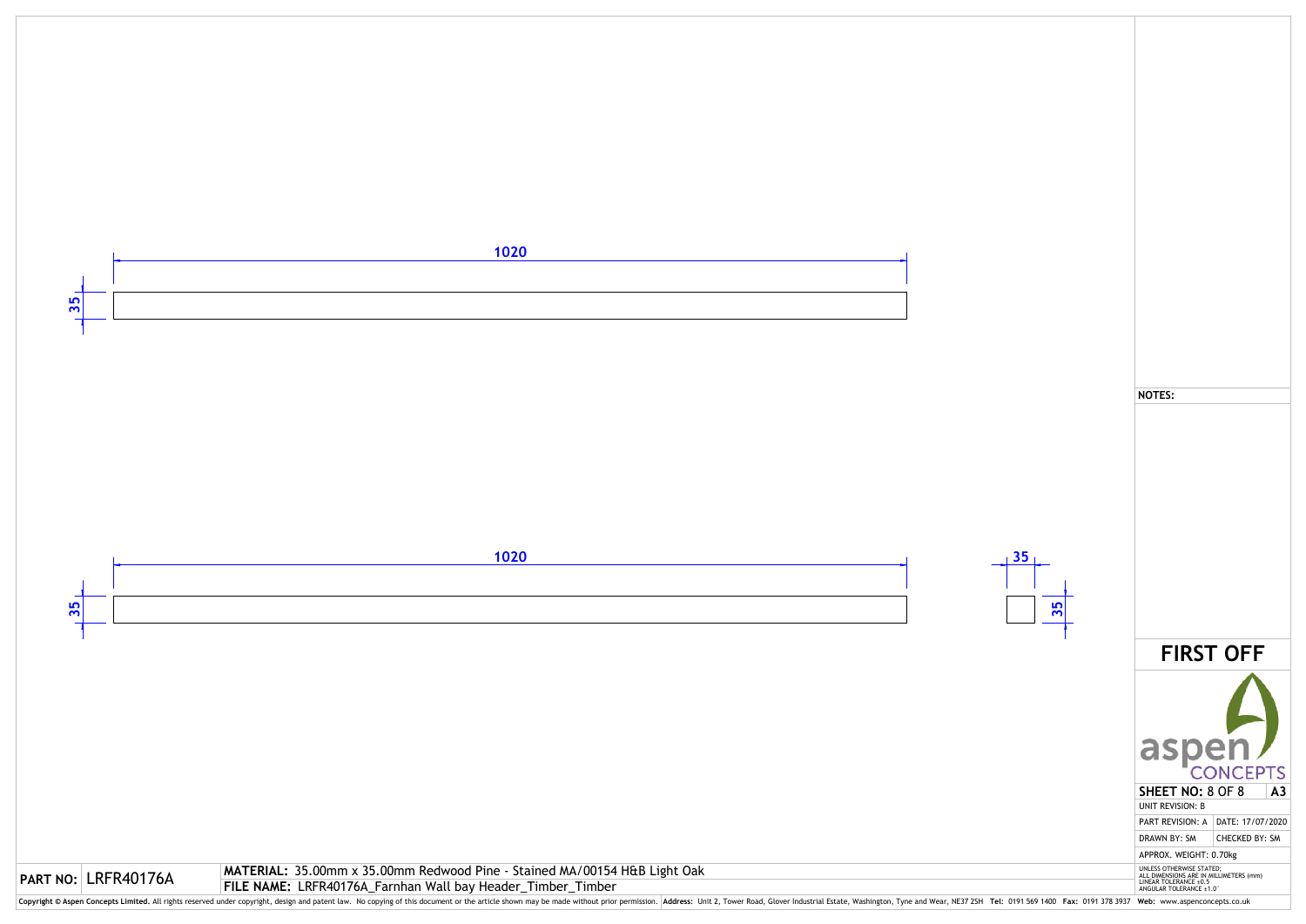1020

35

1020

35

35

35

NOTES:

# FIRST OFF

aspen CONCEPTS

**SHEET NO:** 8 OF 8 | **A3**

UNIT REVISION: B

PART REVISION: A | DATE: 17/07/2020

DRAWN BY: SM | CHECKED BY: SM

APPROX. WEIGHT: 0.70kg

UNLESS OTHERWISE STATED:
ALL DIMENSIONS ARE IN MILLIMETERS (mm)
LINEAR TOLERANCE ±0.5
ANGULAR TOLERANCE ±1.0°

**PART NO:** LRFR40176A

**MATERIAL:** 35.00mm x 35.00mm Redwood Pine - Stained MA/00154 H&B Light Oak

**FILE NAME:** LRFR40176A_Farnhan Wall bay Header_Timber_Timber

**Copyright © Aspen Concepts Limited.** All rights reserved under copyright, design and patent law. No copying of this document or the article shown may be made without prior permission. **Address:** Unit 2, Tower Road, Glover Industrial Estate, Washington, Tyne and Wear, NE37 2SH **Tel:** 0191 569 1400 **Fax:** 0191 378 3937 **Web:** www.aspenconcepts.co.uk